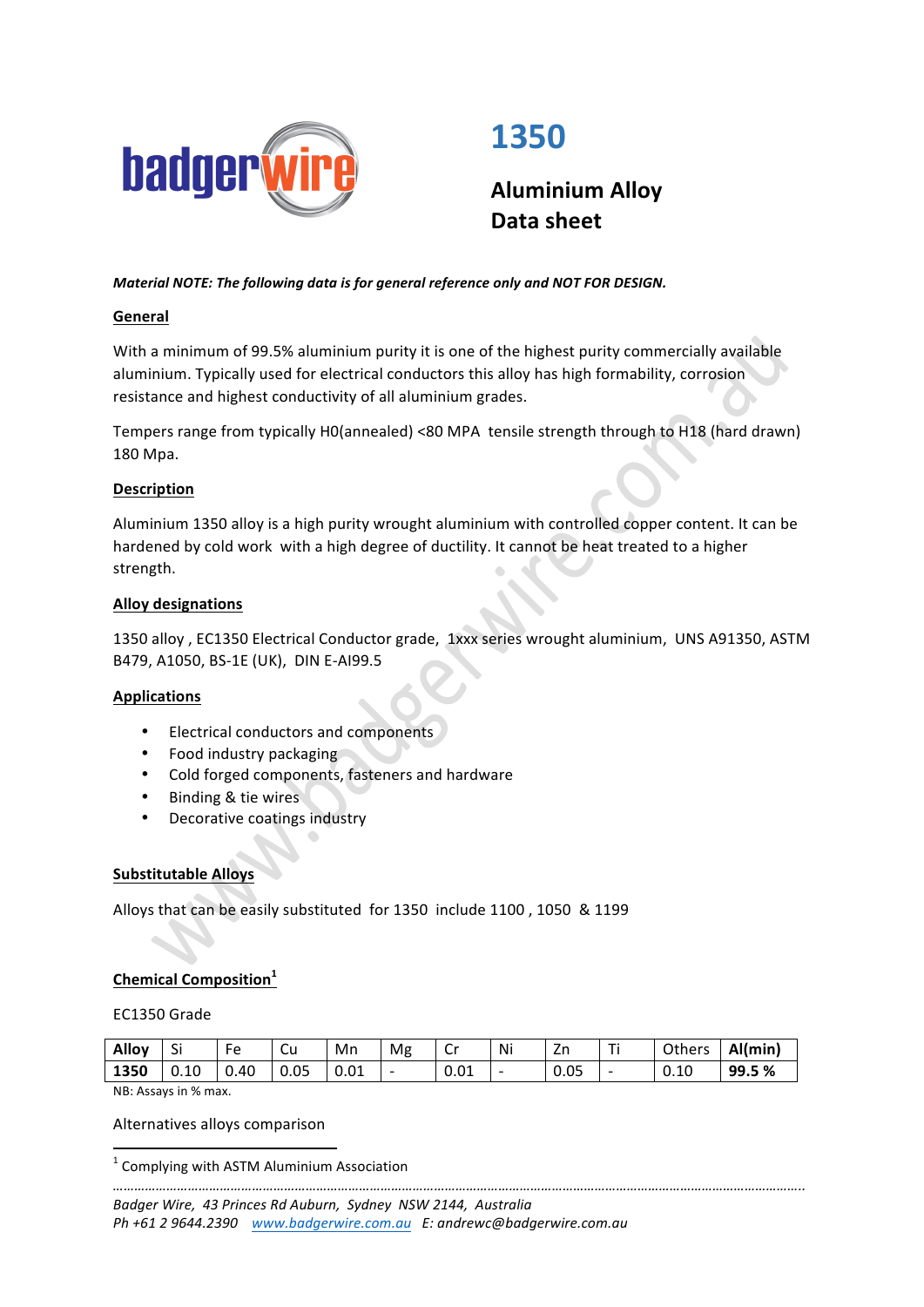# 1350

## Aluminium Alloy Data sheet

***Material NOTE: The following data is for general reference only and NOT FOR DESIGN.***

**General**

With a minimum of 99.5% aluminium purity it is one of the highest purity commercially available aluminium. Typically used for electrical conductors this alloy has high formability, corrosion resistance and highest conductivity of all aluminium grades.

Tempers range from typically H0(annealed) <80 MPA tensile strength through to H18 (hard drawn) 180 Mpa.

**Description**

Aluminium 1350 alloy is a high purity wrought aluminium with controlled copper content. It can be hardened by cold work with a high degree of ductility. It cannot be heat treated to a higher strength.

**Alloy designations**

1350 alloy , EC1350 Electrical Conductor grade, 1xxx series wrought aluminium, UNS A91350, ASTM B479, A1050, BS-1E (UK), DIN E-Al99.5

**Applications**

- Electrical conductors and components
- Food industry packaging
- Cold forged components, fasteners and hardware
- Binding & tie wires
- Decorative coatings industry

**Substitutable Alloys**

Alloys that can be easily substituted for 1350 include 1100 , 1050 & 1199

**Chemical Composition**[1]

EC1350 Grade

| Alloy | Si | Fe | Cu | Mn | Mg | Cr | Ni | Zn | Ti | Others | Al(min) |
|---|---|---|---|---|---|---|---|---|---|---|---|
| **1350** | 0.10 | 0.40 | 0.05 | 0.01 | - | 0.01 | - | 0.05 | - | 0.10 | **99.5 %** |

NB: Assays in % max.

Alternatives alloys comparison

[1] Complying with ASTM Aluminium Association

*Badger Wire, 43 Princes Rd Auburn, Sydney NSW 2144, Australia*
*Ph +61 2 9644.2390 www.badgerwire.com.au E: andrewc@badgerwire.com.au*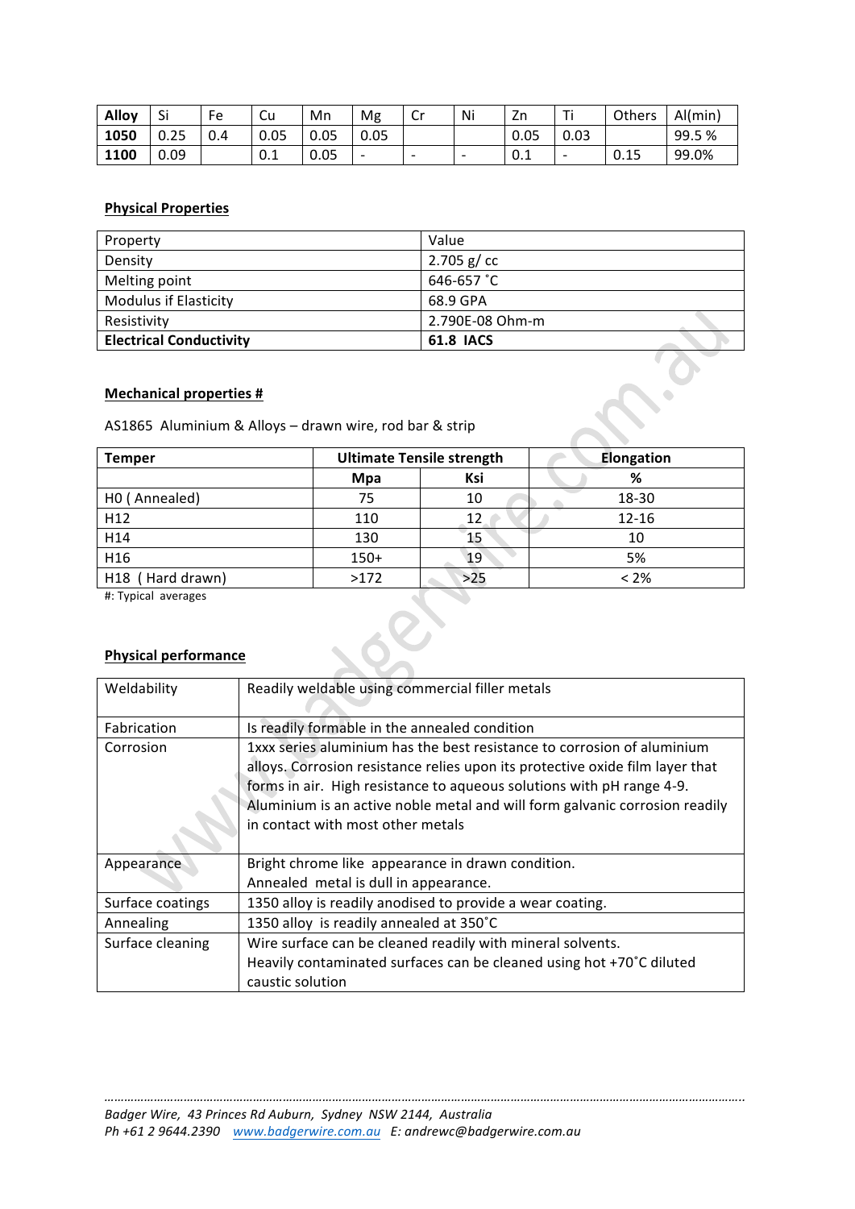| Alloy | Si | Fe | Cu | Mn | Mg | Cr | Ni | Zn | Ti | Others | Al(min) |
|---|---|---|---|---|---|---|---|---|---|---|---|
| **1050** | 0.25 | 0.4 | 0.05 | 0.05 | 0.05 | | | 0.05 | 0.03 | | 99.5 % |
| **1100** | 0.09 | | 0.1 | 0.05 | - | - | - | 0.1 | - | 0.15 | 99.0% |

## Physical Properties

| Property | Value |
|---|---|
| Density | 2.705 g/ cc |
| Melting point | 646-657 ˚C |
| Modulus if Elasticity | 68.9 GPA |
| Resistivity | 2.790E-08 Ohm-m |
| **Electrical Conductivity** | **61.8 IACS** |

## Mechanical properties #

AS1865 Aluminium & Alloys – drawn wire, rod bar & strip

| Temper | Ultimate Tensile strength | | Elongation |
|---|---|---|---|
| | Mpa | Ksi | % |
| H0 ( Annealed) | 75 | 10 | 18-30 |
| H12 | 110 | 12 | 12-16 |
| H14 | 130 | 15 | 10 |
| H16 | 150+ | 19 | 5% |
| H18 ( Hard drawn) | >172 | >25 | < 2% |

#: Typical averages

## Physical performance

| | |
|---|---|
| Weldability | Readily weldable using commercial filler metals |
| Fabrication | Is readily formable in the annealed condition |
| Corrosion | 1xxx series aluminium has the best resistance to corrosion of aluminium alloys. Corrosion resistance relies upon its protective oxide film layer that forms in air. High resistance to aqueous solutions with pH range 4-9. Aluminium is an active noble metal and will form galvanic corrosion readily in contact with most other metals |
| Appearance | Bright chrome like appearance in drawn condition. Annealed metal is dull in appearance. |
| Surface coatings | 1350 alloy is readily anodised to provide a wear coating. |
| Annealing | 1350 alloy is readily annealed at 350˚C |
| Surface cleaning | Wire surface can be cleaned readily with mineral solvents. Heavily contaminated surfaces can be cleaned using hot +70˚C diluted caustic solution |

*Badger Wire, 43 Princes Rd Auburn, Sydney NSW 2144, Australia*
*Ph +61 2 9644.2390 www.badgerwire.com.au E: andrewc@badgerwire.com.au*